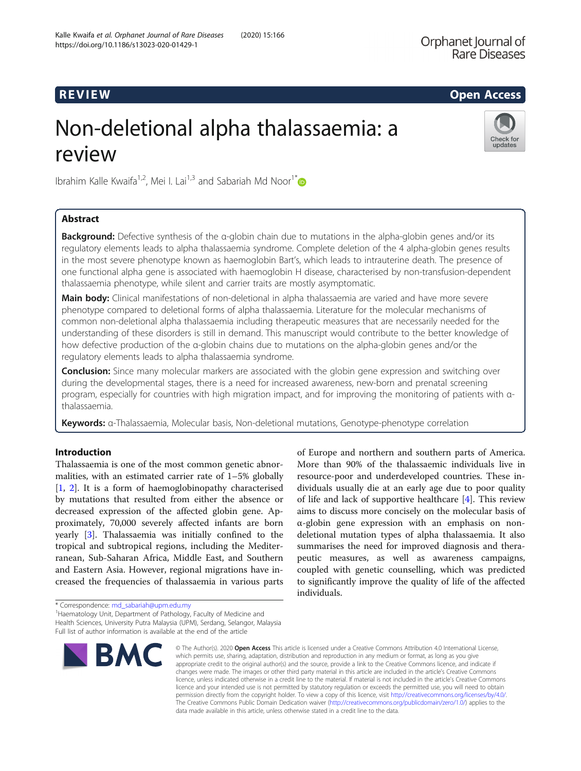REVIEW Open Access

# Non-deletional alpha thalassaemia: a review

Ibrahim Kalle Kwaifa[1,2], Mei I. Lai[1,3] and Sabariah Md Noor[1*]

## Abstract

**Background:** Defective synthesis of the α-globin chain due to mutations in the alpha-globin genes and/or its regulatory elements leads to alpha thalassaemia syndrome. Complete deletion of the 4 alpha-globin genes results in the most severe phenotype known as haemoglobin Bart's, which leads to intrauterine death. The presence of one functional alpha gene is associated with haemoglobin H disease, characterised by non-transfusion-dependent thalassaemia phenotype, while silent and carrier traits are mostly asymptomatic.

**Main body:** Clinical manifestations of non-deletional in alpha thalassaemia are varied and have more severe phenotype compared to deletional forms of alpha thalassaemia. Literature for the molecular mechanisms of common non-deletional alpha thalassaemia including therapeutic measures that are necessarily needed for the understanding of these disorders is still in demand. This manuscript would contribute to the better knowledge of how defective production of the α-globin chains due to mutations on the alpha-globin genes and/or the regulatory elements leads to alpha thalassaemia syndrome.

**Conclusion:** Since many molecular markers are associated with the globin gene expression and switching over during the developmental stages, there is a need for increased awareness, new-born and prenatal screening program, especially for countries with high migration impact, and for improving the monitoring of patients with α-thalassaemia.

**Keywords:** α-Thalassaemia, Molecular basis, Non-deletional mutations, Genotype-phenotype correlation

## Introduction

Thalassaemia is one of the most common genetic abnormalities, with an estimated carrier rate of 1–5% globally [1, 2]. It is a form of haemoglobinopathy characterised by mutations that resulted from either the absence or decreased expression of the affected globin gene. Approximately, 70,000 severely affected infants are born yearly [3]. Thalassaemia was initially confined to the tropical and subtropical regions, including the Mediterranean, Sub-Saharan Africa, Middle East, and Southern and Eastern Asia. However, regional migrations have increased the frequencies of thalassaemia in various parts of Europe and northern and southern parts of America. More than 90% of the thalassaemic individuals live in resource-poor and underdeveloped countries. These individuals usually die at an early age due to poor quality of life and lack of supportive healthcare [4]. This review aims to discuss more concisely on the molecular basis of α-globin gene expression with an emphasis on non-deletional mutation types of alpha thalassaemia. It also summarises the need for improved diagnosis and therapeutic measures, as well as awareness campaigns, coupled with genetic counselling, which was predicted to significantly improve the quality of life of the affected individuals.

\* Correspondence: md_sabariah@upm.edu.my
[1]Haematology Unit, Department of Pathology, Faculty of Medicine and Health Sciences, University Putra Malaysia (UPM), Serdang, Selangor, Malaysia
Full list of author information is available at the end of the article

© The Author(s). 2020 **Open Access** This article is licensed under a Creative Commons Attribution 4.0 International License, which permits use, sharing, adaptation, distribution and reproduction in any medium or format, as long as you give appropriate credit to the original author(s) and the source, provide a link to the Creative Commons licence, and indicate if changes were made. The images or other third party material in this article are included in the article's Creative Commons licence, unless indicated otherwise in a credit line to the material. If material is not included in the article's Creative Commons licence and your intended use is not permitted by statutory regulation or exceeds the permitted use, you will need to obtain permission directly from the copyright holder. To view a copy of this licence, visit http://creativecommons.org/licenses/by/4.0/. The Creative Commons Public Domain Dedication waiver (http://creativecommons.org/publicdomain/zero/1.0/) applies to the data made available in this article, unless otherwise stated in a credit line to the data.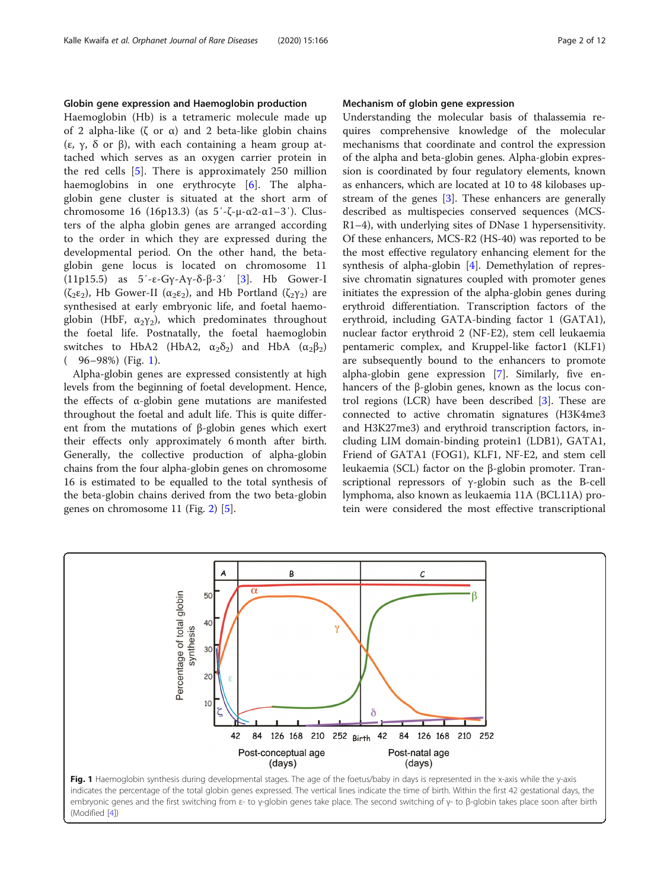### Globin gene expression and Haemoglobin production

Haemoglobin (Hb) is a tetrameric molecule made up of 2 alpha-like (ζ or α) and 2 beta-like globin chains (ε, γ, δ or β), with each containing a heam group attached which serves as an oxygen carrier protein in the red cells [5]. There is approximately 250 million haemoglobins in one erythrocyte [6]. The alpha-globin gene cluster is situated at the short arm of chromosome 16 (16p13.3) (as 5′-ζ-μ-α2-α1–3′). Clusters of the alpha globin genes are arranged according to the order in which they are expressed during the developmental period. On the other hand, the beta-globin gene locus is located on chromosome 11 (11p15.5) as 5′-ε-Gγ-Aγ-δ-β-3′ [3]. Hb Gower-I ($\zeta_2\varepsilon_2$), Hb Gower-II ($\alpha_2\varepsilon_2$), and Hb Portland ($\zeta_2\gamma_2$) are synthesised at early embryonic life, and foetal haemoglobin (HbF, $\alpha_2\gamma_2$), which predominates throughout the foetal life. Postnatally, the foetal haemoglobin switches to HbA2 (HbA2, $\alpha_2\delta_2$) and HbA ($\alpha_2\beta_2$) ( 96–98%) (Fig. 1).

Alpha-globin genes are expressed consistently at high levels from the beginning of foetal development. Hence, the effects of α-globin gene mutations are manifested throughout the foetal and adult life. This is quite different from the mutations of β-globin genes which exert their effects only approximately 6 month after birth. Generally, the collective production of alpha-globin chains from the four alpha-globin genes on chromosome 16 is estimated to be equalled to the total synthesis of the beta-globin chains derived from the two beta-globin genes on chromosome 11 (Fig. 2) [5].

### Mechanism of globin gene expression

Understanding the molecular basis of thalassemia requires comprehensive knowledge of the molecular mechanisms that coordinate and control the expression of the alpha and beta-globin genes. Alpha-globin expression is coordinated by four regulatory elements, known as enhancers, which are located at 10 to 48 kilobases upstream of the genes [3]. These enhancers are generally described as multispecies conserved sequences (MCS-R1–4), with underlying sites of DNase 1 hypersensitivity. Of these enhancers, MCS-R2 (HS-40) was reported to be the most effective regulatory enhancing element for the synthesis of alpha-globin [4]. Demethylation of repressive chromatin signatures coupled with promoter genes initiates the expression of the alpha-globin genes during erythroid differentiation. Transcription factors of the erythroid, including GATA-binding factor 1 (GATA1), nuclear factor erythroid 2 (NF-E2), stem cell leukaemia pentameric complex, and Kruppel-like factor1 (KLF1) are subsequently bound to the enhancers to promote alpha-globin gene expression [7]. Similarly, five enhancers of the β-globin genes, known as the locus control regions (LCR) have been described [3]. These are connected to active chromatin signatures (H3K4me3 and H3K27me3) and erythroid transcription factors, including LIM domain-binding protein1 (LDB1), GATA1, Friend of GATA1 (FOG1), KLF1, NF-E2, and stem cell leukaemia (SCL) factor on the β-globin promoter. Transcriptional repressors of γ-globin such as the B-cell lymphoma, also known as leukaemia 11A (BCL11A) protein were considered the most effective transcriptional

**Fig. 1** Haemoglobin synthesis during developmental stages. The age of the foetus/baby in days is represented in the x-axis while the y-axis indicates the percentage of the total globin genes expressed. The vertical lines indicate the time of birth. Within the first 42 gestational days, the embryonic genes and the first switching from ε- to γ-globin genes take place. The second switching of γ- to β-globin takes place soon after birth (Modified [4])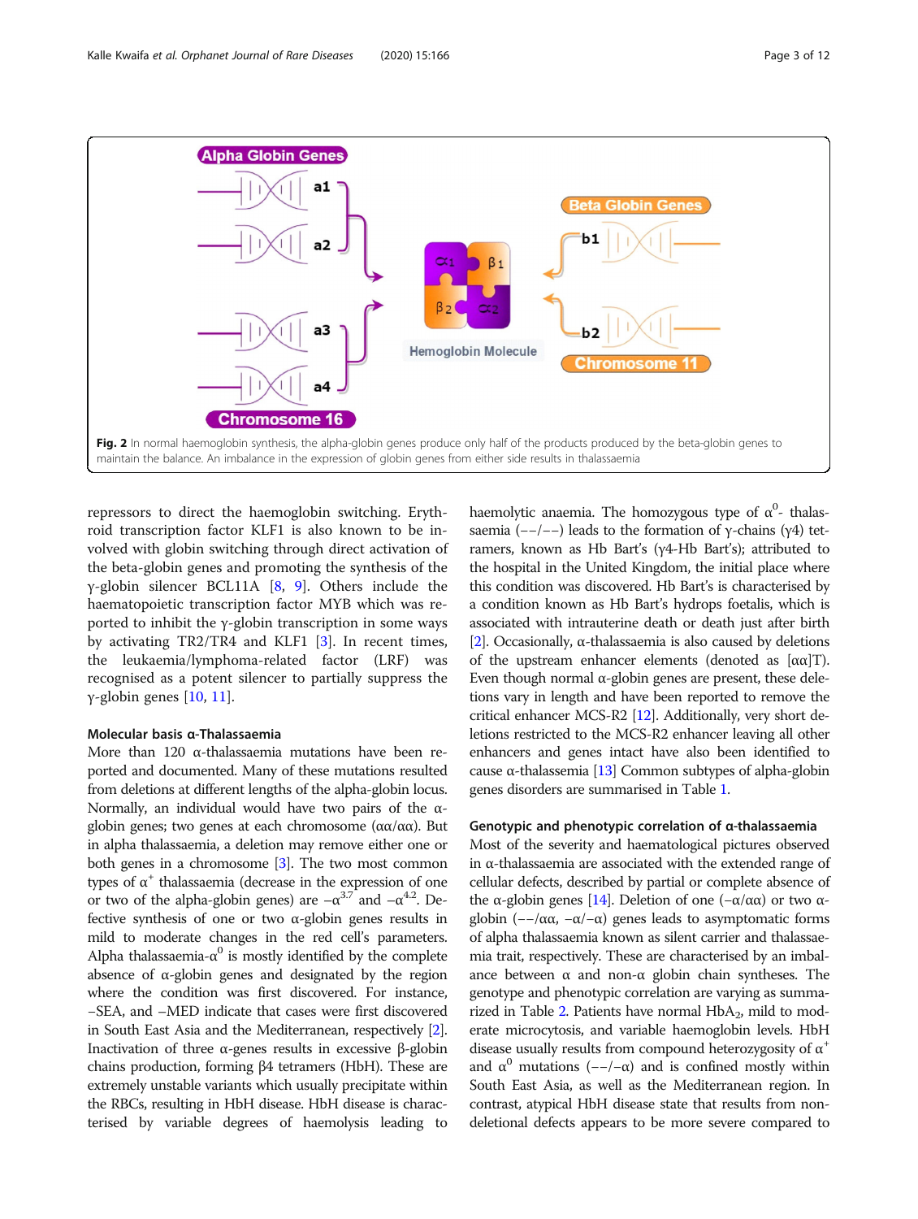Fig. 2 In normal haemoglobin synthesis, the alpha-globin genes produce only half of the products produced by the beta-globin genes to maintain the balance. An imbalance in the expression of globin genes from either side results in thalassaemia

repressors to direct the haemoglobin switching. Erythroid transcription factor KLF1 is also known to be involved with globin switching through direct activation of the beta-globin genes and promoting the synthesis of the γ-globin silencer BCL11A [8, 9]. Others include the haematopoietic transcription factor MYB which was reported to inhibit the γ-globin transcription in some ways by activating TR2/TR4 and KLF1 [3]. In recent times, the leukaemia/lymphoma-related factor (LRF) was recognised as a potent silencer to partially suppress the γ-globin genes [10, 11].

### Molecular basis α-Thalassaemia

More than 120 α-thalassaemia mutations have been reported and documented. Many of these mutations resulted from deletions at different lengths of the alpha-globin locus. Normally, an individual would have two pairs of the α-globin genes; two genes at each chromosome (αα/αα). But in alpha thalassaemia, a deletion may remove either one or both genes in a chromosome [3]. The two most common types of $\alpha^+$ thalassaemia (decrease in the expression of one or two of the alpha-globin genes) are $-\alpha^{3.7}$ and $-\alpha^{4.2}$. Defective synthesis of one or two α-globin genes results in mild to moderate changes in the red cell's parameters. Alpha thalassaemia-$\alpha^0$ is mostly identified by the complete absence of α-globin genes and designated by the region where the condition was first discovered. For instance, –SEA, and –MED indicate that cases were first discovered in South East Asia and the Mediterranean, respectively [2]. Inactivation of three α-genes results in excessive β-globin chains production, forming β4 tetramers (HbH). These are extremely unstable variants which usually precipitate within the RBCs, resulting in HbH disease. HbH disease is characterised by variable degrees of haemolysis leading to haemolytic anaemia. The homozygous type of $\alpha^0$- thalassaemia (−−/−−) leads to the formation of γ-chains (γ4) tetramers, known as Hb Bart's (γ4-Hb Bart's); attributed to the hospital in the United Kingdom, the initial place where this condition was discovered. Hb Bart's is characterised by a condition known as Hb Bart's hydrops foetalis, which is associated with intrauterine death or death just after birth [2]. Occasionally, α-thalassaemia is also caused by deletions of the upstream enhancer elements (denoted as [αα]T). Even though normal α-globin genes are present, these deletions vary in length and have been reported to remove the critical enhancer MCS-R2 [12]. Additionally, very short deletions restricted to the MCS-R2 enhancer leaving all other enhancers and genes intact have also been identified to cause α-thalassemia [13] Common subtypes of alpha-globin genes disorders are summarised in Table 1.

### Genotypic and phenotypic correlation of α-thalassaemia

Most of the severity and haematological pictures observed in α-thalassaemia are associated with the extended range of cellular defects, described by partial or complete absence of the α-globin genes [14]. Deletion of one (−α/αα) or two α-globin (−−/αα, −α/−α) genes leads to asymptomatic forms of alpha thalassaemia known as silent carrier and thalassaemia trait, respectively. These are characterised by an imbalance between α and non-α globin chain syntheses. The genotype and phenotypic correlation are varying as summarized in Table 2. Patients have normal $HbA_2$, mild to moderate microcytosis, and variable haemoglobin levels. HbH disease usually results from compound heterozygosity of $\alpha^+$ and $\alpha^0$ mutations (−−/−α) and is confined mostly within South East Asia, as well as the Mediterranean region. In contrast, atypical HbH disease state that results from non-deletional defects appears to be more severe compared to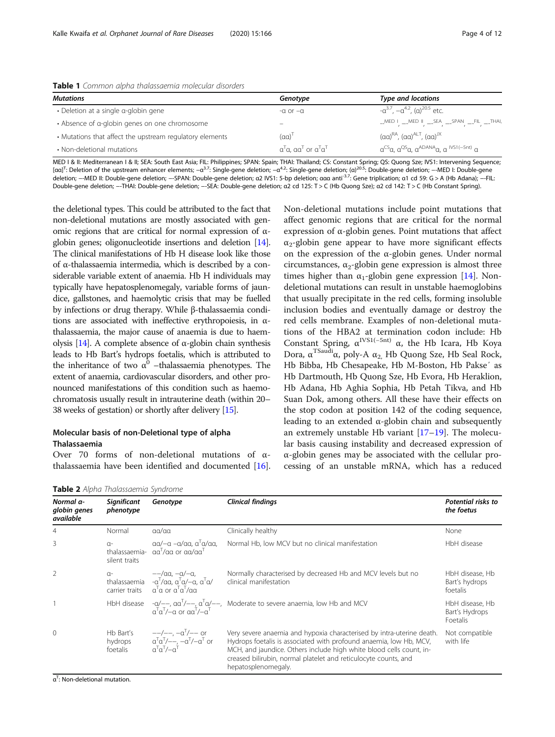**Table 1** *Common alpha thalassaemia molecular disorders*

| *Mutations* | *Genotype* | *Type and locations* |
|---|---|---|
| • Deletion at a single α-globin gene | -α or –α | $-\alpha^{3.7}$, $-\alpha^{4.2}$, $(\alpha)^{20.5}$ etc. |
| • Absence of α-globin genes on one chromosome | – | $\_\_^{MED\ I}$, $\_\_^{MED\ II}$, $\_\_^{SEA}$, $\_\_^{SPAN}$, $\_\_^{FIL}$, $\_\_^{THAI}$, |
| • Mutations that affect the upstream regulatory elements | $(\alpha\alpha)^{T}$ | $(\alpha\alpha)^{RA}$, $(\alpha\alpha)^{ALT}$, $(\alpha\alpha)^{JX}$ |
| • Non-deletional mutations | $\alpha^{T}\alpha$, $\alpha\alpha^{T}$ or $\alpha^{T}\alpha^{T}$ | $\alpha^{CS}\alpha$, $\alpha^{QS}\alpha$, $\alpha^{ADANA}\alpha$, $\alpha^{IVS1(-5nt)}\alpha$ |

MED I & II: Mediterranean I & II; SEA: South East Asia; FIL: Philippines; SPAN: Spain; THAI: Thailand; CS: Constant Spring; QS: Quong Sze; IVS1: Intervening Sequence; $[\alpha\alpha]^{T}$: Deletion of the upstream enhancer elements; $-\alpha^{3.7}$: Single-gene deletion; $-\alpha^{4.2}$: Single-gene deletion; $(\alpha)^{20.5}$: Double-gene deletion; --MED I: Double-gene deletion; --MED II: Double-gene deletion; --SPAN: Double-gene deletion; α2 IVS1: 5-bp deletion; ααα anti$^{-3.7}$: Gene triplication; α1 cd 59: G > A (Hb Adana); --FIL: Double-gene deletion; --THAI: Double-gene deletion; --SEA: Double-gene deletion; α2 cd 125: T > C (Hb Quong Sze); α2 cd 142: T > C (Hb Constant Spring).

the deletional types. This could be attributed to the fact that non-deletional mutations are mostly associated with genomic regions that are critical for normal expression of α-globin genes; oligonucleotide insertions and deletion [14]. The clinical manifestations of Hb H disease look like those of α-thalassaemia intermedia, which is described by a considerable variable extent of anaemia. Hb H individuals may typically have hepatosplenomegaly, variable forms of jaundice, gallstones, and haemolytic crisis that may be fuelled by infections or drug therapy. While β-thalassaemia conditions are associated with ineffective erythropoiesis, in α-thalassaemia, the major cause of anaemia is due to haemolysis [14]. A complete absence of α-globin chain synthesis leads to Hb Bart's hydrops foetalis, which is attributed to the inheritance of two $\alpha^{0}$ –thalassaemia phenotypes. The extent of anaemia, cardiovascular disorders, and other pronounced manifestations of this condition such as haemochromatosis usually result in intrauterine death (within 20–38 weeks of gestation) or shortly after delivery [15].

## Molecular basis of non-Deletional type of alpha Thalassaemia

Over 70 forms of non-deletional mutations of α-thalassaemia have been identified and documented [16]. Non-deletional mutations include point mutations that affect genomic regions that are critical for the normal expression of α-globin genes. Point mutations that affect $\alpha_2$-globin gene appear to have more significant effects on the expression of the α-globin genes. Under normal circumstances, $\alpha_2$-globin gene expression is almost three times higher than $\alpha_1$-globin gene expression [14]. Non-deletional mutations can result in unstable haemoglobins that usually precipitate in the red cells, forming insoluble inclusion bodies and eventually damage or destroy the red cells membrane. Examples of non-deletional mutations of the HBA2 at termination codon include: Hb Constant Spring, $\alpha^{IVS1(-5nt)}$ α, the Hb Icara, Hb Koya Dora, $\alpha^{TSaudi}\alpha$, poly-A $\alpha_2$, Hb Quong Sze, Hb Seal Rock, Hb Bibba, Hb Chesapeake, Hb M-Boston, Hb Pakse′ as Hb Dartmouth, Hb Quong Sze, Hb Evora, Hb Heraklion, Hb Adana, Hb Aghia Sophia, Hb Petah Tikva, and Hb Suan Dok, among others. All these have their effects on the stop codon at position 142 of the coding sequence, leading to an extended α-globin chain and subsequently an extremely unstable Hb variant [17–19]. The molecular basis causing instability and decreased expression of α-globin genes may be associated with the cellular processing of an unstable mRNA, which has a reduced

**Table 2** *Alpha Thalassaemia Syndrome*

| *Normal α-globin genes available* | *Significant phenotype* | *Genotype* | *Clinical findings* | *Potential risks to the foetus* |
|---|---|---|---|---|
| 4 | Normal | αα/αα | Clinically healthy | None |
| 3 | α-thalassaemia-silent traits | αα/–α –α/αα, $\alpha^{T}\alpha$/αα, $\alpha\alpha^{T}$/αα or αα/$\alpha\alpha^{T}$ | Normal Hb, low MCV but no clinical manifestation | HbH disease |
| 2 | α-thalassaemia carrier traits | ––/αα, –α/–α, -$\alpha^{T}$/αα, $\alpha^{T}\alpha$/–α, $\alpha^{T}\alpha$/$\alpha^{T}\alpha$ or $\alpha^{T}\alpha^{T}$/αα | Normally characterised by decreased Hb and MCV levels but no clinical manifestation | HbH disease, Hb Bart's hydrops foetalis |
| 1 | HbH disease | -α/––, $\alpha\alpha^{T}$/––, $\alpha^{T}\alpha$/––, $\alpha^{T}\alpha^{T}$/–α or $\alpha\alpha^{T}$/–$\alpha^{T}$ | Moderate to severe anaemia, low Hb and MCV | HbH disease, Hb Bart's Hydrops Foetalis |
| 0 | Hb Bart's hydrops foetalis | ––/––, –$\alpha^{T}$/–– or $\alpha^{T}\alpha^{T}$/––, –$\alpha^{T}$/–$\alpha^{T}$ or $\alpha^{T}\alpha^{T}$/–$\alpha^{T}$ | Very severe anaemia and hypoxia characterised by intra-uterine death. Hydrops foetalis is associated with profound anaemia, low Hb, MCV, MCH, and jaundice. Others include high white blood cells count, increased bilirubin, normal platelet and reticulocyte counts, and hepatosplenomegaly. | Not compatible with life |

$\alpha^{T}$: Non-deletional mutation.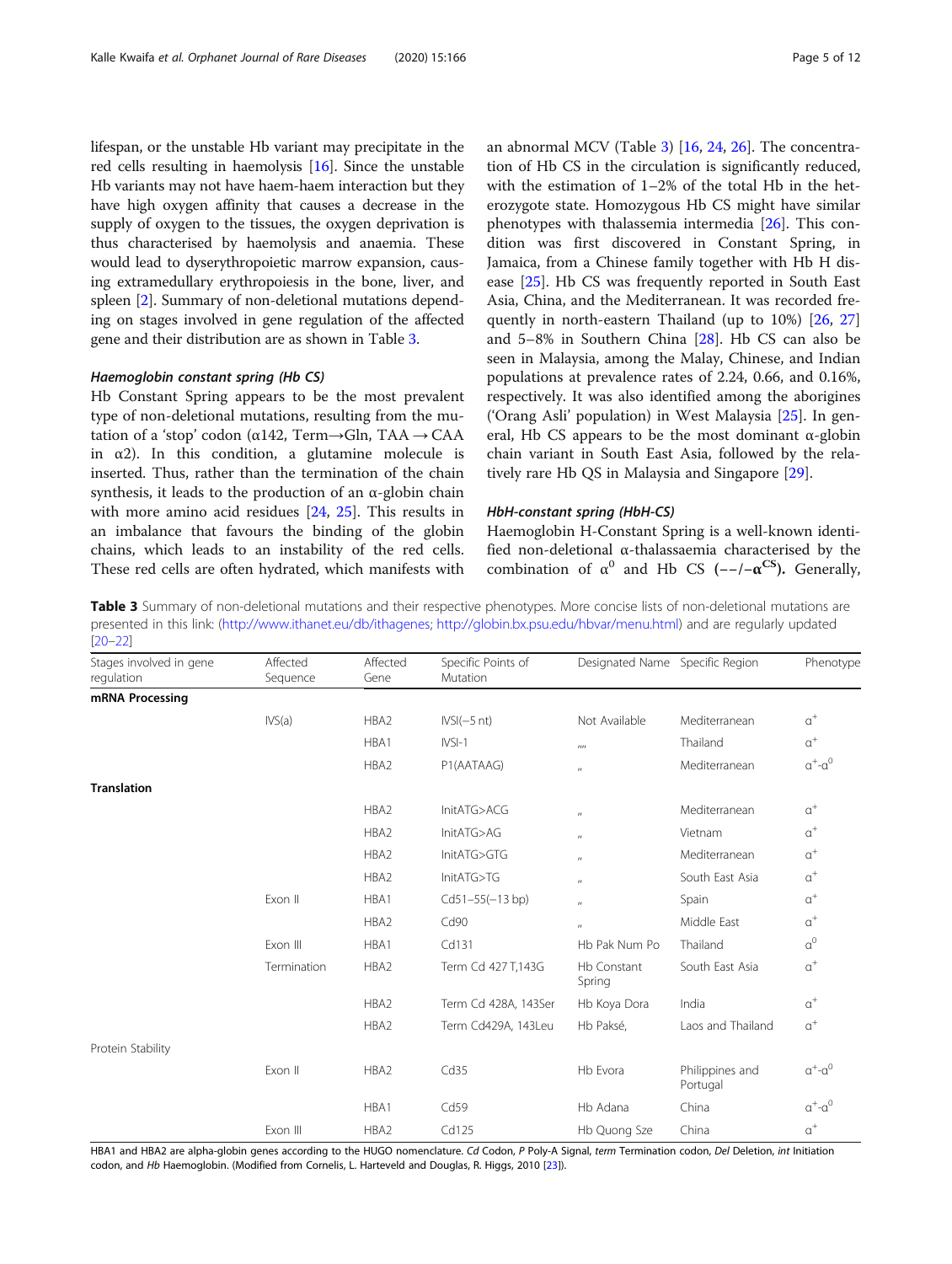lifespan, or the unstable Hb variant may precipitate in the red cells resulting in haemolysis [16]. Since the unstable Hb variants may not have haem-haem interaction but they have high oxygen affinity that causes a decrease in the supply of oxygen to the tissues, the oxygen deprivation is thus characterised by haemolysis and anaemia. These would lead to dyserythropoietic marrow expansion, causing extramedullary erythropoiesis in the bone, liver, and spleen [2]. Summary of non-deletional mutations depending on stages involved in gene regulation of the affected gene and their distribution are as shown in Table 3.

#### *Haemoglobin constant spring (Hb CS)*

Hb Constant Spring appears to be the most prevalent type of non-deletional mutations, resulting from the mutation of a 'stop' codon (α142, Term→Gln, TAA → CAA in α2). In this condition, a glutamine molecule is inserted. Thus, rather than the termination of the chain synthesis, it leads to the production of an α-globin chain with more amino acid residues [24, 25]. This results in an imbalance that favours the binding of the globin chains, which leads to an instability of the red cells. These red cells are often hydrated, which manifests with an abnormal MCV (Table 3) [16, 24, 26]. The concentration of Hb CS in the circulation is significantly reduced, with the estimation of 1–2% of the total Hb in the heterozygote state. Homozygous Hb CS might have similar phenotypes with thalassemia intermedia [26]. This condition was first discovered in Constant Spring, in Jamaica, from a Chinese family together with Hb H disease [25]. Hb CS was frequently reported in South East Asia, China, and the Mediterranean. It was recorded frequently in north-eastern Thailand (up to 10%) [26, 27] and 5–8% in Southern China [28]. Hb CS can also be seen in Malaysia, among the Malay, Chinese, and Indian populations at prevalence rates of 2.24, 0.66, and 0.16%, respectively. It was also identified among the aborigines ('Orang Asli' population) in West Malaysia [25]. In general, Hb CS appears to be the most dominant α-globin chain variant in South East Asia, followed by the relatively rare Hb QS in Malaysia and Singapore [29].

#### *HbH-constant spring (HbH-CS)*

Haemoglobin H-Constant Spring is a well-known identified non-deletional α-thalassaemia characterised by the combination of $\alpha^0$ and Hb CS **(−−/−$\alpha^{CS}$).** Generally,

**Table 3** Summary of non-deletional mutations and their respective phenotypes. More concise lists of non-deletional mutations are presented in this link: (http://www.ithanet.eu/db/ithagenes; http://globin.bx.psu.edu/hbvar/menu.html) and are regularly updated [20–22]

| Stages involved in gene regulation | Affected Sequence | Affected Gene | Specific Points of Mutation | Designated Name | Specific Region | Phenotype |
|---|---|---|---|---|---|---|
| **mRNA Processing** | | | | | | |
| | IVS(a) | HBA2 | IVSI(−5 nt) | Not Available | Mediterranean | $\alpha^+$ |
| | | HBA1 | IVSI-1 | "" | Thailand | $\alpha^+$ |
| | | HBA2 | P1(AATAAG) | " | Mediterranean | $\alpha^+$-$\alpha^0$ |
| **Translation** | | | | | | |
| | | HBA2 | InitATG>ACG | " | Mediterranean | $\alpha^+$ |
| | | HBA2 | InitATG>AG | " | Vietnam | $\alpha^+$ |
| | | HBA2 | InitATG>GTG | " | Mediterranean | $\alpha^+$ |
| | | HBA2 | InitATG>TG | " | South East Asia | $\alpha^+$ |
| | Exon II | HBA1 | Cd51–55(−13 bp) | " | Spain | $\alpha^+$ |
| | | HBA2 | Cd90 | " | Middle East | $\alpha^+$ |
| | Exon III | HBA1 | Cd131 | Hb Pak Num Po | Thailand | $\alpha^0$ |
| | Termination | HBA2 | Term Cd 427 T,143G | Hb Constant Spring | South East Asia | $\alpha^+$ |
| | | HBA2 | Term Cd 428A, 143Ser | Hb Koya Dora | India | $\alpha^+$ |
| | | HBA2 | Term Cd429A, 143Leu | Hb Paksé, | Laos and Thailand | $\alpha^+$ |
| Protein Stability | | | | | | |
| | Exon II | HBA2 | Cd35 | Hb Evora | Philippines and Portugal | $\alpha^+$-$\alpha^0$ |
| | | HBA1 | Cd59 | Hb Adana | China | $\alpha^+$-$\alpha^0$ |
| | Exon III | HBA2 | Cd125 | Hb Quong Sze | China | $\alpha^+$ |

HBA1 and HBA2 are alpha-globin genes according to the HUGO nomenclature. *Cd* Codon, *P* Poly-A Signal, *term* Termination codon, *Del* Deletion, *int* Initiation codon, and *Hb* Haemoglobin. (Modified from Cornelis, L. Harteveld and Douglas, R. Higgs, 2010 [23]).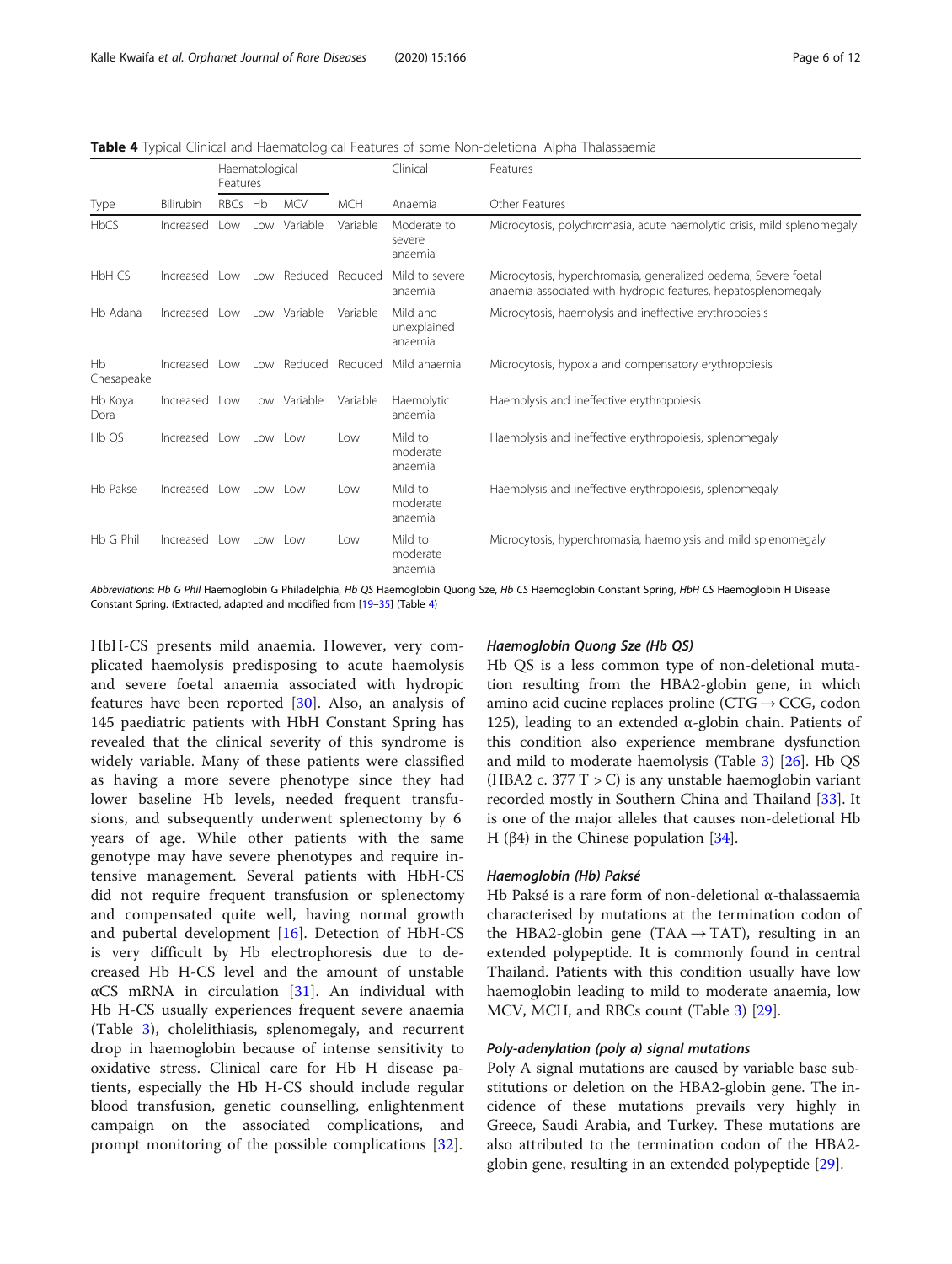**Table 4** Typical Clinical and Haematological Features of some Non-deletional Alpha Thalassaemia

| | | Haematological Features | | | | Clinical | Features |
|---|---|---|---|---|---|---|---|
| Type | Bilirubin | RBCs | Hb | MCV | MCH | Anaemia | Other Features |
| HbCS | Increased | Low | Low | Variable | Variable | Moderate to severe anaemia | Microcytosis, polychromasia, acute haemolytic crisis, mild splenomegaly |
| HbH CS | Increased | Low | Low | Reduced | Reduced | Mild to severe anaemia | Microcytosis, hyperchromasia, generalized oedema, Severe foetal anaemia associated with hydropic features, hepatosplenomegaly |
| Hb Adana | Increased | Low | Low | Variable | Variable | Mild and unexplained anaemia | Microcytosis, haemolysis and ineffective erythropoiesis |
| Hb Chesapeake | Increased | Low | Low | Reduced | Reduced | Mild anaemia | Microcytosis, hypoxia and compensatory erythropoiesis |
| Hb Koya Dora | Increased | Low | Low | Variable | Variable | Haemolytic anaemia | Haemolysis and ineffective erythropoiesis |
| Hb QS | Increased | Low | Low | Low | Low | Mild to moderate anaemia | Haemolysis and ineffective erythropoiesis, splenomegaly |
| Hb Pakse | Increased | Low | Low | Low | Low | Mild to moderate anaemia | Haemolysis and ineffective erythropoiesis, splenomegaly |
| Hb G Phil | Increased | Low | Low | Low | Low | Mild to moderate anaemia | Microcytosis, hyperchromasia, haemolysis and mild splenomegaly |

*Abbreviations*: *Hb G Phil* Haemoglobin G Philadelphia, *Hb QS* Haemoglobin Quong Sze, *Hb CS* Haemoglobin Constant Spring, *HbH CS* Haemoglobin H Disease Constant Spring. (Extracted, adapted and modified from [19–35] (Table 4)

HbH-CS presents mild anaemia. However, very complicated haemolysis predisposing to acute haemolysis and severe foetal anaemia associated with hydropic features have been reported [30]. Also, an analysis of 145 paediatric patients with HbH Constant Spring has revealed that the clinical severity of this syndrome is widely variable. Many of these patients were classified as having a more severe phenotype since they had lower baseline Hb levels, needed frequent transfusions, and subsequently underwent splenectomy by 6 years of age. While other patients with the same genotype may have severe phenotypes and require intensive management. Several patients with HbH-CS did not require frequent transfusion or splenectomy and compensated quite well, having normal growth and pubertal development [16]. Detection of HbH-CS is very difficult by Hb electrophoresis due to decreased Hb H-CS level and the amount of unstable αCS mRNA in circulation [31]. An individual with Hb H-CS usually experiences frequent severe anaemia (Table 3), cholelithiasis, splenomegaly, and recurrent drop in haemoglobin because of intense sensitivity to oxidative stress. Clinical care for Hb H disease patients, especially the Hb H-CS should include regular blood transfusion, genetic counselling, enlightenment campaign on the associated complications, and prompt monitoring of the possible complications [32].

### Haemoglobin Quong Sze (Hb QS)

Hb QS is a less common type of non-deletional mutation resulting from the HBA2-globin gene, in which amino acid eucine replaces proline (CTG → CCG, codon 125), leading to an extended α-globin chain. Patients of this condition also experience membrane dysfunction and mild to moderate haemolysis (Table 3) [26]. Hb QS (HBA2 c. 377 T > C) is any unstable haemoglobin variant recorded mostly in Southern China and Thailand [33]. It is one of the major alleles that causes non-deletional Hb H (β4) in the Chinese population [34].

### Haemoglobin (Hb) Paksé

Hb Paksé is a rare form of non-deletional α-thalassaemia characterised by mutations at the termination codon of the HBA2-globin gene (TAA → TAT), resulting in an extended polypeptide. It is commonly found in central Thailand. Patients with this condition usually have low haemoglobin leading to mild to moderate anaemia, low MCV, MCH, and RBCs count (Table 3) [29].

### Poly-adenylation (poly a) signal mutations

Poly A signal mutations are caused by variable base substitutions or deletion on the HBA2-globin gene. The incidence of these mutations prevails very highly in Greece, Saudi Arabia, and Turkey. These mutations are also attributed to the termination codon of the HBA2-globin gene, resulting in an extended polypeptide [29].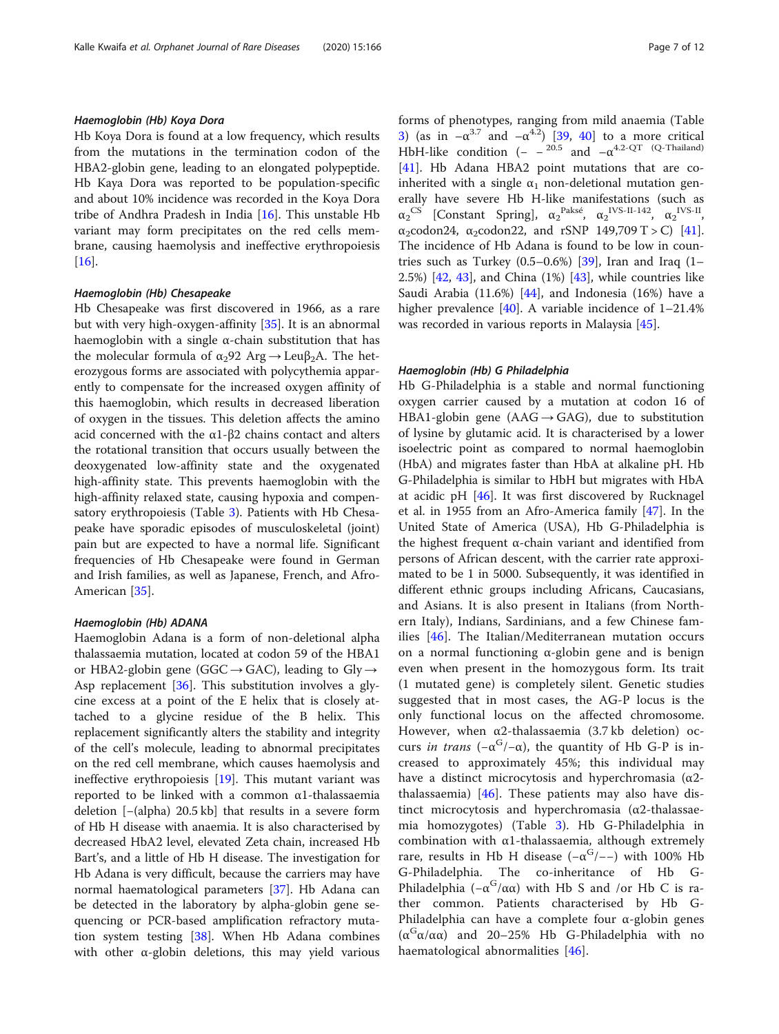#### Haemoglobin (Hb) Koya Dora

Hb Koya Dora is found at a low frequency, which results from the mutations in the termination codon of the HBA2-globin gene, leading to an elongated polypeptide. Hb Kaya Dora was reported to be population-specific and about 10% incidence was recorded in the Koya Dora tribe of Andhra Pradesh in India [16]. This unstable Hb variant may form precipitates on the red cells membrane, causing haemolysis and ineffective erythropoiesis [16].

#### Haemoglobin (Hb) Chesapeake

Hb Chesapeake was first discovered in 1966, as a rare but with very high-oxygen-affinity [35]. It is an abnormal haemoglobin with a single α-chain substitution that has the molecular formula of $\alpha_2 92$ Arg → Leu$\beta_2$A. The heterozygous forms are associated with polycythemia apparently to compensate for the increased oxygen affinity of this haemoglobin, which results in decreased liberation of oxygen in the tissues. This deletion affects the amino acid concerned with the α1-β2 chains contact and alters the rotational transition that occurs usually between the deoxygenated low-affinity state and the oxygenated high-affinity state. This prevents haemoglobin with the high-affinity relaxed state, causing hypoxia and compensatory erythropoiesis (Table 3). Patients with Hb Chesapeake have sporadic episodes of musculoskeletal (joint) pain but are expected to have a normal life. Significant frequencies of Hb Chesapeake were found in German and Irish families, as well as Japanese, French, and Afro-American [35].

#### Haemoglobin (Hb) ADANA

Haemoglobin Adana is a form of non-deletional alpha thalassaemia mutation, located at codon 59 of the HBA1 or HBA2-globin gene (GGC → GAC), leading to Gly → Asp replacement [36]. This substitution involves a glycine excess at a point of the E helix that is closely attached to a glycine residue of the B helix. This replacement significantly alters the stability and integrity of the cell's molecule, leading to abnormal precipitates on the red cell membrane, which causes haemolysis and ineffective erythropoiesis [19]. This mutant variant was reported to be linked with a common α1-thalassaemia deletion [–(alpha) 20.5 kb] that results in a severe form of Hb H disease with anaemia. It is also characterised by decreased HbA2 level, elevated Zeta chain, increased Hb Bart's, and a little of Hb H disease. The investigation for Hb Adana is very difficult, because the carriers may have normal haematological parameters [37]. Hb Adana can be detected in the laboratory by alpha-globin gene sequencing or PCR-based amplification refractory mutation system testing [38]. When Hb Adana combines with other α-globin deletions, this may yield various forms of phenotypes, ranging from mild anaemia (Table 3) (as in $-\alpha^{3.7}$ and $-\alpha^{4.2}$) [39, 40] to a more critical HbH-like condition ($--^{20.5}$ and $-\alpha^{4.2\text{-QT (Q-Thailand)}}$) [41]. Hb Adana HBA2 point mutations that are co-inherited with a single $\alpha_1$ non-deletional mutation generally have severe Hb H-like manifestations (such as $\alpha_2^{CS}$ [Constant Spring], $\alpha_2^{\text{Paksé}}$, $\alpha_2^{\text{IVS-II-142}}$, $\alpha_2^{\text{IVS-II}}$, $\alpha_2$codon24, $\alpha_2$codon22, and rSNP 149,709 T > C) [41]. The incidence of Hb Adana is found to be low in countries such as Turkey (0.5–0.6%) [39], Iran and Iraq (1–2.5%) [42, 43], and China (1%) [43], while countries like Saudi Arabia (11.6%) [44], and Indonesia (16%) have a higher prevalence [40]. A variable incidence of 1–21.4% was recorded in various reports in Malaysia [45].

#### Haemoglobin (Hb) G Philadelphia

Hb G-Philadelphia is a stable and normal functioning oxygen carrier caused by a mutation at codon 16 of HBA1-globin gene (AAG → GAG), due to substitution of lysine by glutamic acid. It is characterised by a lower isoelectric point as compared to normal haemoglobin (HbA) and migrates faster than HbA at alkaline pH. Hb G-Philadelphia is similar to HbH but migrates with HbA at acidic pH [46]. It was first discovered by Rucknagel et al. in 1955 from an Afro-America family [47]. In the United State of America (USA), Hb G-Philadelphia is the highest frequent α-chain variant and identified from persons of African descent, with the carrier rate approximated to be 1 in 5000. Subsequently, it was identified in different ethnic groups including Africans, Caucasians, and Asians. It is also present in Italians (from Northern Italy), Indians, Sardinians, and a few Chinese families [46]. The Italian/Mediterranean mutation occurs on a normal functioning α-globin gene and is benign even when present in the homozygous form. Its trait (1 mutated gene) is completely silent. Genetic studies suggested that in most cases, the AG-P locus is the only functional locus on the affected chromosome. However, when α2-thalassaemia (3.7 kb deletion) occurs *in trans* ($-\alpha^G/-\alpha$), the quantity of Hb G-P is increased to approximately 45%; this individual may have a distinct microcytosis and hyperchromasia (α2-thalassaemia) [46]. These patients may also have distinct microcytosis and hyperchromasia (α2-thalassaemia homozygotes) (Table 3). Hb G-Philadelphia in combination with α1-thalassaemia, although extremely rare, results in Hb H disease ($-\alpha^G/--$) with 100% Hb G-Philadelphia. The co-inheritance of Hb G-Philadelphia ($-\alpha^G/\alpha\alpha$) with Hb S and /or Hb C is rather common. Patients characterised by Hb G-Philadelphia can have a complete four α-globin genes ($\alpha^G\alpha/\alpha\alpha$) and 20–25% Hb G-Philadelphia with no haematological abnormalities [46].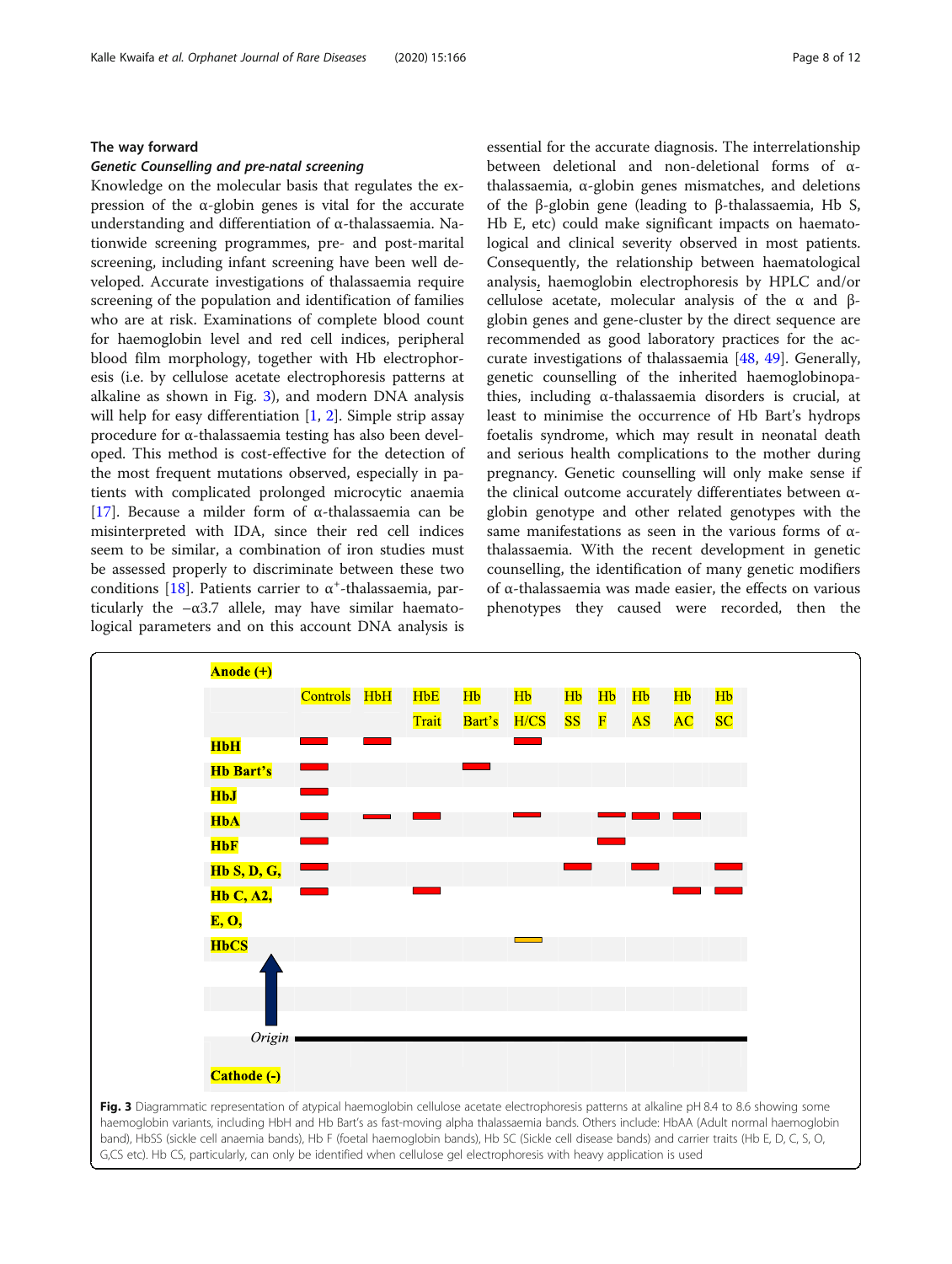## The way forward

### *Genetic Counselling and pre-natal screening*

Knowledge on the molecular basis that regulates the expression of the α-globin genes is vital for the accurate understanding and differentiation of α-thalassaemia. Nationwide screening programmes, pre- and post-marital screening, including infant screening have been well developed. Accurate investigations of thalassaemia require screening of the population and identification of families who are at risk. Examinations of complete blood count for haemoglobin level and red cell indices, peripheral blood film morphology, together with Hb electrophoresis (i.e. by cellulose acetate electrophoresis patterns at alkaline as shown in Fig. 3), and modern DNA analysis will help for easy differentiation [1, 2]. Simple strip assay procedure for α-thalassaemia testing has also been developed. This method is cost-effective for the detection of the most frequent mutations observed, especially in patients with complicated prolonged microcytic anaemia [17]. Because a milder form of α-thalassaemia can be misinterpreted with IDA, since their red cell indices seem to be similar, a combination of iron studies must be assessed properly to discriminate between these two conditions [18]. Patients carrier to $\alpha^{+}$-thalassaemia, particularly the –α3.7 allele, may have similar haematological parameters and on this account DNA analysis is essential for the accurate diagnosis. The interrelationship between deletional and non-deletional forms of α-thalassaemia, α-globin genes mismatches, and deletions of the β-globin gene (leading to β-thalassaemia, Hb S, Hb E, etc) could make significant impacts on haematological and clinical severity observed in most patients. Consequently, the relationship between haematological analysis, haemoglobin electrophoresis by HPLC and/or cellulose acetate, molecular analysis of the α and β-globin genes and gene-cluster by the direct sequence are recommended as good laboratory practices for the accurate investigations of thalassaemia [48, 49]. Generally, genetic counselling of the inherited haemoglobinopathies, including α-thalassaemia disorders is crucial, at least to minimise the occurrence of Hb Bart's hydrops foetalis syndrome, which may result in neonatal death and serious health complications to the mother during pregnancy. Genetic counselling will only make sense if the clinical outcome accurately differentiates between α-globin genotype and other related genotypes with the same manifestations as seen in the various forms of α-thalassaemia. With the recent development in genetic counselling, the identification of many genetic modifiers of α-thalassaemia was made easier, the effects on various phenotypes they caused were recorded, then the

| Anode (+) | Controls | HbH | HbE Trait | Hb Bart's | Hb H/CS | Hb SS | Hb F | Hb AS | Hb AC | Hb SC |
|---|---|---|---|---|---|---|---|---|---|---|
| HbH | ■ | ■ | | | ■ | | | | | |
| Hb Bart's | ■ | | | ■ | | | | | | |
| HbJ | ■ | | | | | | | | | |
| HbA | ■ | ■ | ■ | | ■ | | ■ | ■ | ■ | |
| HbF | ■ | | | | | | ■ | | | |
| Hb S, D, G, | ■ | | | | | ■ | | ■ | | ■ |
| Hb C, A2, E, O, | ■ | | ■ | | | | | | ■ | ■ |
| HbCS | | | | | ■ | | | | | |
| Origin | | | | | | | | | | |
| Cathode (-) | | | | | | | | | | |

**Fig. 3** Diagrammatic representation of atypical haemoglobin cellulose acetate electrophoresis patterns at alkaline pH 8.4 to 8.6 showing some haemoglobin variants, including HbH and Hb Bart's as fast-moving alpha thalassaemia bands. Others include: HbAA (Adult normal haemoglobin band), HbSS (sickle cell anaemia bands), Hb F (foetal haemoglobin bands), Hb SC (Sickle cell disease bands) and carrier traits (Hb E, D, C, S, O, G,CS etc). Hb CS, particularly, can only be identified when cellulose gel electrophoresis with heavy application is used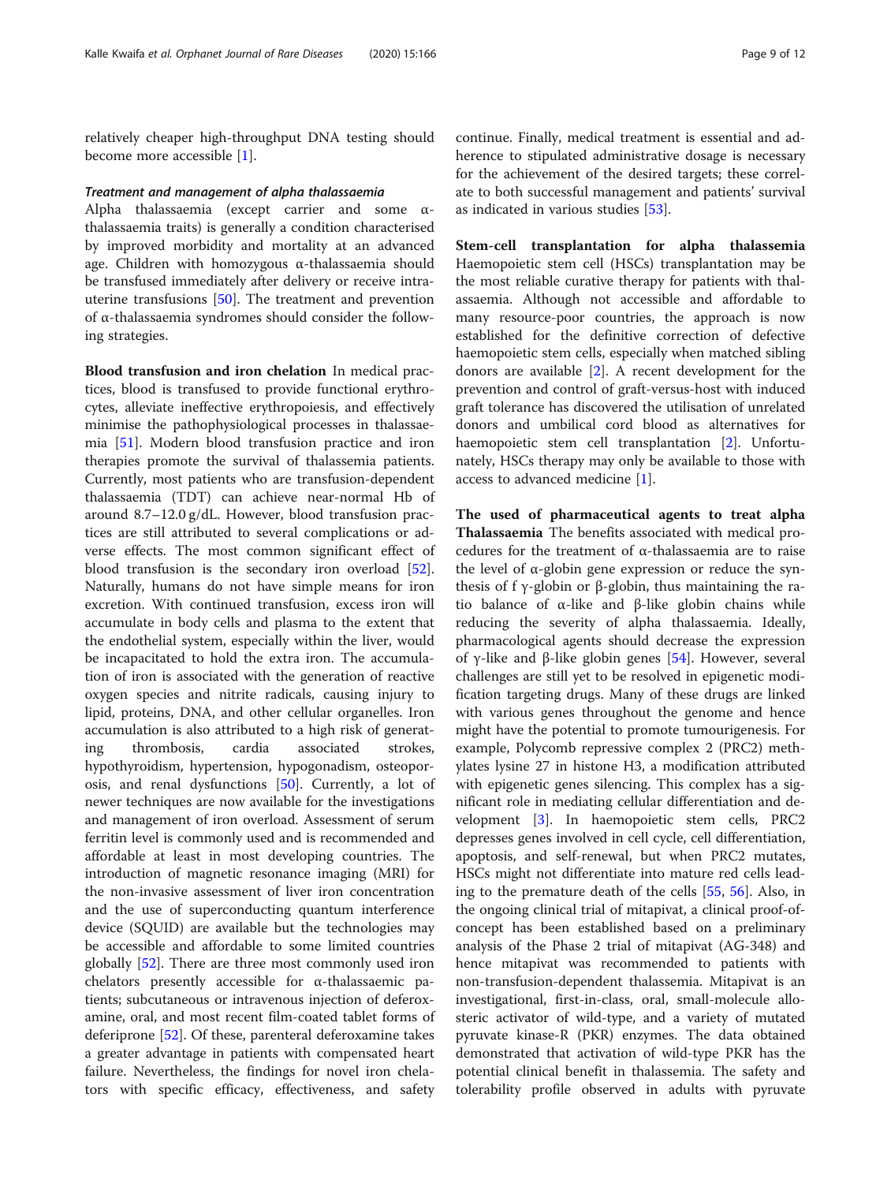relatively cheaper high-throughput DNA testing should become more accessible [1].

#### *Treatment and management of alpha thalassaemia*

Alpha thalassaemia (except carrier and some α-thalassaemia traits) is generally a condition characterised by improved morbidity and mortality at an advanced age. Children with homozygous α-thalassaemia should be transfused immediately after delivery or receive intrauterine transfusions [50]. The treatment and prevention of α-thalassaemia syndromes should consider the following strategies.

**Blood transfusion and iron chelation** In medical practices, blood is transfused to provide functional erythrocytes, alleviate ineffective erythropoiesis, and effectively minimise the pathophysiological processes in thalassaemia [51]. Modern blood transfusion practice and iron therapies promote the survival of thalassemia patients. Currently, most patients who are transfusion-dependent thalassaemia (TDT) can achieve near-normal Hb of around 8.7–12.0 g/dL. However, blood transfusion practices are still attributed to several complications or adverse effects. The most common significant effect of blood transfusion is the secondary iron overload [52]. Naturally, humans do not have simple means for iron excretion. With continued transfusion, excess iron will accumulate in body cells and plasma to the extent that the endothelial system, especially within the liver, would be incapacitated to hold the extra iron. The accumulation of iron is associated with the generation of reactive oxygen species and nitrite radicals, causing injury to lipid, proteins, DNA, and other cellular organelles. Iron accumulation is also attributed to a high risk of generating thrombosis, cardia associated strokes, hypothyroidism, hypertension, hypogonadism, osteoporosis, and renal dysfunctions [50]. Currently, a lot of newer techniques are now available for the investigations and management of iron overload. Assessment of serum ferritin level is commonly used and is recommended and affordable at least in most developing countries. The introduction of magnetic resonance imaging (MRI) for the non-invasive assessment of liver iron concentration and the use of superconducting quantum interference device (SQUID) are available but the technologies may be accessible and affordable to some limited countries globally [52]. There are three most commonly used iron chelators presently accessible for α-thalassaemic patients; subcutaneous or intravenous injection of deferoxamine, oral, and most recent film-coated tablet forms of deferiprone [52]. Of these, parenteral deferoxamine takes a greater advantage in patients with compensated heart failure. Nevertheless, the findings for novel iron chelators with specific efficacy, effectiveness, and safety continue. Finally, medical treatment is essential and adherence to stipulated administrative dosage is necessary for the achievement of the desired targets; these correlate to both successful management and patients' survival as indicated in various studies [53].

**Stem-cell transplantation for alpha thalassemia** Haemopoietic stem cell (HSCs) transplantation may be the most reliable curative therapy for patients with thalassaemia. Although not accessible and affordable to many resource-poor countries, the approach is now established for the definitive correction of defective haemopoietic stem cells, especially when matched sibling donors are available [2]. A recent development for the prevention and control of graft-versus-host with induced graft tolerance has discovered the utilisation of unrelated donors and umbilical cord blood as alternatives for haemopoietic stem cell transplantation [2]. Unfortunately, HSCs therapy may only be available to those with access to advanced medicine [1].

**The used of pharmaceutical agents to treat alpha Thalassaemia** The benefits associated with medical procedures for the treatment of α-thalassaemia are to raise the level of α-globin gene expression or reduce the synthesis of f γ-globin or β-globin, thus maintaining the ratio balance of α-like and β-like globin chains while reducing the severity of alpha thalassaemia. Ideally, pharmacological agents should decrease the expression of γ-like and β-like globin genes [54]. However, several challenges are still yet to be resolved in epigenetic modification targeting drugs. Many of these drugs are linked with various genes throughout the genome and hence might have the potential to promote tumourigenesis. For example, Polycomb repressive complex 2 (PRC2) methylates lysine 27 in histone H3, a modification attributed with epigenetic genes silencing. This complex has a significant role in mediating cellular differentiation and development [3]. In haemopoietic stem cells, PRC2 depresses genes involved in cell cycle, cell differentiation, apoptosis, and self-renewal, but when PRC2 mutates, HSCs might not differentiate into mature red cells leading to the premature death of the cells [55, 56]. Also, in the ongoing clinical trial of mitapivat, a clinical proof-of-concept has been established based on a preliminary analysis of the Phase 2 trial of mitapivat (AG-348) and hence mitapivat was recommended to patients with non-transfusion-dependent thalassemia. Mitapivat is an investigational, first-in-class, oral, small-molecule allosteric activator of wild-type, and a variety of mutated pyruvate kinase-R (PKR) enzymes. The data obtained demonstrated that activation of wild-type PKR has the potential clinical benefit in thalassemia. The safety and tolerability profile observed in adults with pyruvate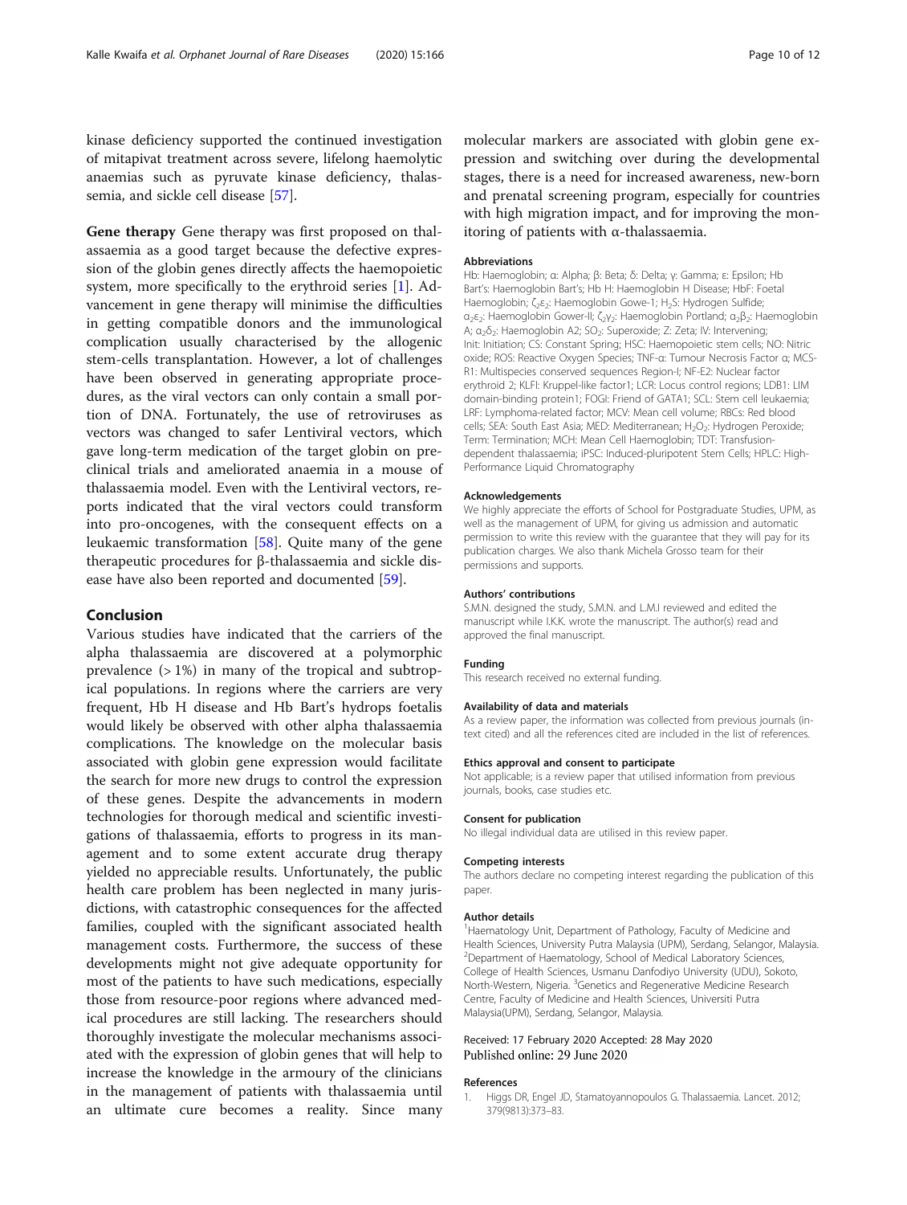kinase deficiency supported the continued investigation of mitapivat treatment across severe, lifelong haemolytic anaemias such as pyruvate kinase deficiency, thalassemia, and sickle cell disease [57].

**Gene therapy** Gene therapy was first proposed on thalassaemia as a good target because the defective expression of the globin genes directly affects the haemopoietic system, more specifically to the erythroid series [1]. Advancement in gene therapy will minimise the difficulties in getting compatible donors and the immunological complication usually characterised by the allogenic stem-cells transplantation. However, a lot of challenges have been observed in generating appropriate procedures, as the viral vectors can only contain a small portion of DNA. Fortunately, the use of retroviruses as vectors was changed to safer Lentiviral vectors, which gave long-term medication of the target globin on preclinical trials and ameliorated anaemia in a mouse of thalassaemia model. Even with the Lentiviral vectors, reports indicated that the viral vectors could transform into pro-oncogenes, with the consequent effects on a leukaemic transformation [58]. Quite many of the gene therapeutic procedures for β-thalassaemia and sickle disease have also been reported and documented [59].

## Conclusion

Various studies have indicated that the carriers of the alpha thalassaemia are discovered at a polymorphic prevalence (> 1%) in many of the tropical and subtropical populations. In regions where the carriers are very frequent, Hb H disease and Hb Bart's hydrops foetalis would likely be observed with other alpha thalassaemia complications. The knowledge on the molecular basis associated with globin gene expression would facilitate the search for more new drugs to control the expression of these genes. Despite the advancements in modern technologies for thorough medical and scientific investigations of thalassaemia, efforts to progress in its management and to some extent accurate drug therapy yielded no appreciable results. Unfortunately, the public health care problem has been neglected in many jurisdictions, with catastrophic consequences for the affected families, coupled with the significant associated health management costs. Furthermore, the success of these developments might not give adequate opportunity for most of the patients to have such medications, especially those from resource-poor regions where advanced medical procedures are still lacking. The researchers should thoroughly investigate the molecular mechanisms associated with the expression of globin genes that will help to increase the knowledge in the armoury of the clinicians in the management of patients with thalassaemia until an ultimate cure becomes a reality. Since many molecular markers are associated with globin gene expression and switching over during the developmental stages, there is a need for increased awareness, new-born and prenatal screening program, especially for countries with high migration impact, and for improving the monitoring of patients with α-thalassaemia.

### Abbreviations

Hb: Haemoglobin; α: Alpha; β: Beta; δ: Delta; γ: Gamma; ε: Epsilon; Hb Bart's: Haemoglobin Bart's; Hb H: Haemoglobin H Disease; HbF: Foetal Haemoglobin; $\zeta_2\varepsilon_2$: Haemoglobin Gowe-1; $H_2S$: Hydrogen Sulfide; $\alpha_2\varepsilon_2$: Haemoglobin Gower-II; $\zeta_2\gamma_2$: Haemoglobin Portland; $\alpha_2\beta_2$: Haemoglobin A; $\alpha_2\delta_2$: Haemoglobin A2; $SO_2$: Superoxide; Z: Zeta; IV: Intervening; Init: Initiation; CS: Constant Spring; HSC: Haemopoietic stem cells; NO: Nitric oxide; ROS: Reactive Oxygen Species; TNF-α: Tumour Necrosis Factor α; MCS-R1: Multispecies conserved sequences Region-I; NF-E2: Nuclear factor erythroid 2; KLFI: Kruppel-like factor1; LCR: Locus control regions; LDB1: LIM domain-binding protein1; FOGI: Friend of GATA1; SCL: Stem cell leukaemia; LRF: Lymphoma-related factor; MCV: Mean cell volume; RBCs: Red blood cells; SEA: South East Asia; MED: Mediterranean; $H_2O_2$: Hydrogen Peroxide; Term: Termination; MCH: Mean Cell Haemoglobin; TDT: Transfusion-dependent thalassaemia; iPSC: Induced-pluripotent Stem Cells; HPLC: High-Performance Liquid Chromatography

### Acknowledgements

We highly appreciate the efforts of School for Postgraduate Studies, UPM, as well as the management of UPM, for giving us admission and automatic permission to write this review with the guarantee that they will pay for its publication charges. We also thank Michela Grosso team for their permissions and supports.

### Authors' contributions

S.M.N. designed the study, S.M.N. and L.M.I reviewed and edited the manuscript while I.K.K. wrote the manuscript. The author(s) read and approved the final manuscript.

### Funding

This research received no external funding.

### Availability of data and materials

As a review paper, the information was collected from previous journals (in-text cited) and all the references cited are included in the list of references.

### Ethics approval and consent to participate

Not applicable; is a review paper that utilised information from previous journals, books, case studies etc.

### Consent for publication

No illegal individual data are utilised in this review paper.

### Competing interests

The authors declare no competing interest regarding the publication of this paper.

### Author details

[1]Haematology Unit, Department of Pathology, Faculty of Medicine and Health Sciences, University Putra Malaysia (UPM), Serdang, Selangor, Malaysia. [2]Department of Haematology, School of Medical Laboratory Sciences, College of Health Sciences, Usmanu Danfodiyo University (UDU), Sokoto, North-Western, Nigeria. [3]Genetics and Regenerative Medicine Research Centre, Faculty of Medicine and Health Sciences, Universiti Putra Malaysia(UPM), Serdang, Selangor, Malaysia.

Received: 17 February 2020 Accepted: 28 May 2020
Published online: 29 June 2020

### References

1. Higgs DR, Engel JD, Stamatoyannopoulos G. Thalassaemia. Lancet. 2012; 379(9813):373–83.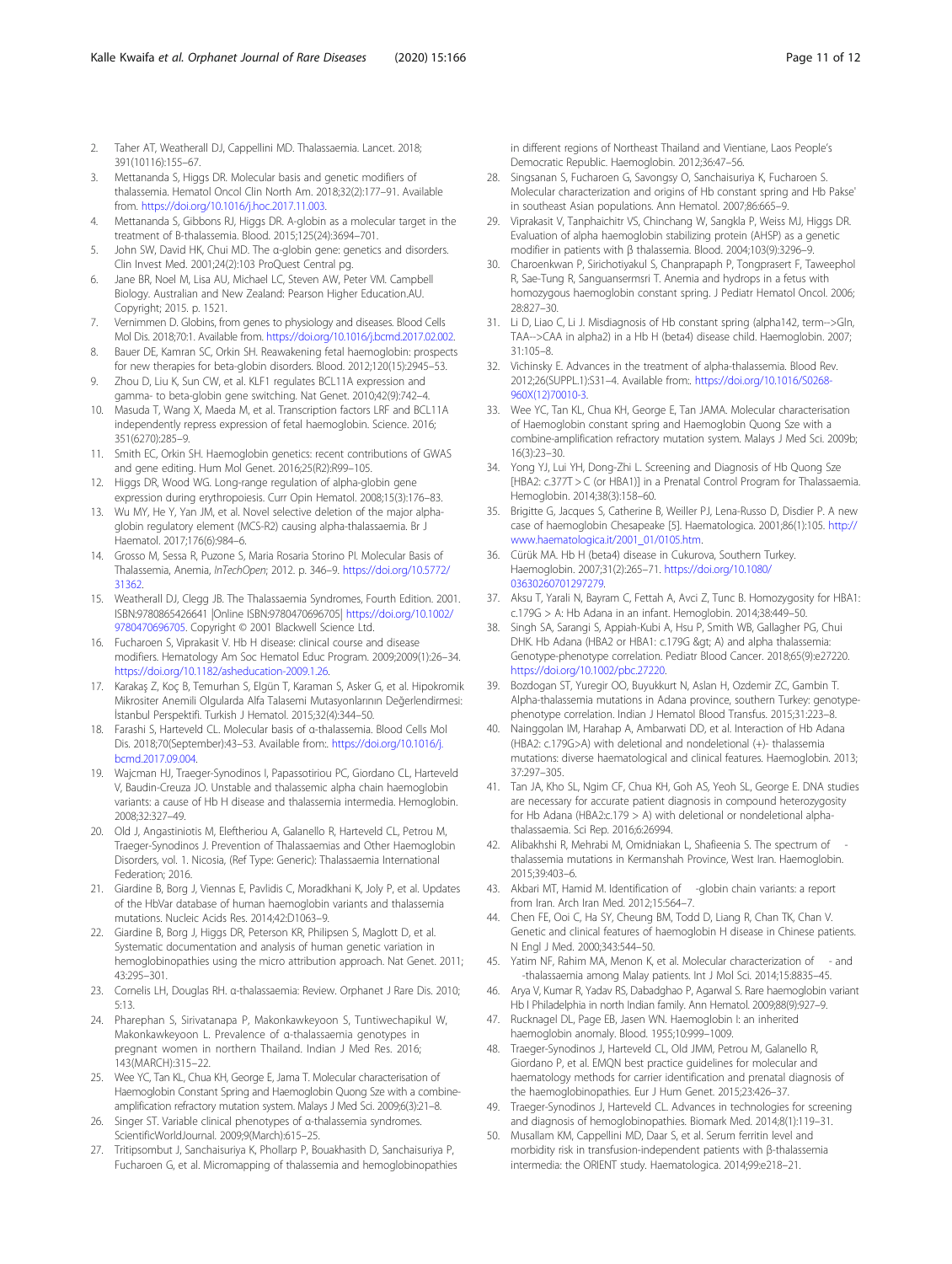2. Taher AT, Weatherall DJ, Cappellini MD. Thalassaemia. Lancet. 2018; 391(10116):155–67.
3. Mettananda S, Higgs DR. Molecular basis and genetic modifiers of thalassemia. Hematol Oncol Clin North Am. 2018;32(2):177–91. Available from. https://doi.org/10.1016/j.hoc.2017.11.003.
4. Mettananda S, Gibbons RJ, Higgs DR. A-globin as a molecular target in the treatment of Β-thalassemia. Blood. 2015;125(24):3694–701.
5. John SW, David HK, Chui MD. The α-globin gene: genetics and disorders. Clin Invest Med. 2001;24(2):103 ProQuest Central pg.
6. Jane BR, Noel M, Lisa AU, Michael LC, Steven AW, Peter VM. Campbell Biology. Australian and New Zealand: Pearson Higher Education.AU. Copyright; 2015. p. 1521.
7. Vernimmen D. Globins, from genes to physiology and diseases. Blood Cells Mol Dis. 2018;70:1. Available from. https://doi.org/10.1016/j.bcmd.2017.02.002.
8. Bauer DE, Kamran SC, Orkin SH. Reawakening fetal haemoglobin: prospects for new therapies for beta-globin disorders. Blood. 2012;120(15):2945–53.
9. Zhou D, Liu K, Sun CW, et al. KLF1 regulates BCL11A expression and gamma- to beta-globin gene switching. Nat Genet. 2010;42(9):742–4.
10. Masuda T, Wang X, Maeda M, et al. Transcription factors LRF and BCL11A independently repress expression of fetal haemoglobin. Science. 2016; 351(6270):285–9.
11. Smith EC, Orkin SH. Haemoglobin genetics: recent contributions of GWAS and gene editing. Hum Mol Genet. 2016;25(R2):R99–105.
12. Higgs DR, Wood WG. Long-range regulation of alpha-globin gene expression during erythropoiesis. Curr Opin Hematol. 2008;15(3):176–83.
13. Wu MY, He Y, Yan JM, et al. Novel selective deletion of the major alpha-globin regulatory element (MCS-R2) causing alpha-thalassaemia. Br J Haematol. 2017;176(6):984–6.
14. Grosso M, Sessa R, Puzone S, Maria Rosaria Storino PI. Molecular Basis of Thalassemia, Anemia, *InTechOpen*; 2012. p. 346–9. https://doi.org/10.5772/31362.
15. Weatherall DJ, Clegg JB. The Thalassaemia Syndromes, Fourth Edition. 2001. ISBN:9780865426641 |Online ISBN:9780470696705| https://doi.org/10.1002/9780470696705. Copyright © 2001 Blackwell Science Ltd.
16. Fucharoen S, Viprakasit V. Hb H disease: clinical course and disease modifiers. Hematology Am Soc Hematol Educ Program. 2009;2009(1):26–34. https://doi.org/10.1182/asheducation-2009.1.26.
17. Karakaş Z, Koç B, Temurhan S, Elgün T, Karaman S, Asker G, et al. Hipokromik Mikrositer Anemili Olgularda Alfa Talasemi Mutasyonlarının Değerlendirmesi: İstanbul Perspektifi. Turkish J Hematol. 2015;32(4):344–50.
18. Farashi S, Harteveld CL. Molecular basis of α-thalassemia. Blood Cells Mol Dis. 2018;70(September):43–53. Available from:. https://doi.org/10.1016/j.bcmd.2017.09.004.
19. Wajcman HJ, Traeger-Synodinos I, Papassotiriou PC, Giordano CL, Harteveld V, Baudin-Creuza JO. Unstable and thalassemic alpha chain haemoglobin variants: a cause of Hb H disease and thalassemia intermedia. Hemoglobin. 2008;32:327–49.
20. Old J, Angastiniotis M, Eleftheriou A, Galanello R, Harteveld CL, Petrou M, Traeger-Synodinos J. Prevention of Thalassaemias and Other Haemoglobin Disorders, vol. 1. Nicosia, (Ref Type: Generic): Thalassaemia International Federation; 2016.
21. Giardine B, Borg J, Viennas E, Pavlidis C, Moradkhani K, Joly P, et al. Updates of the HbVar database of human haemoglobin variants and thalassemia mutations. Nucleic Acids Res. 2014;42:D1063–9.
22. Giardine B, Borg J, Higgs DR, Peterson KR, Philipsen S, Maglott D, et al. Systematic documentation and analysis of human genetic variation in hemoglobinopathies using the micro attribution approach. Nat Genet. 2011; 43:295–301.
23. Cornelis LH, Douglas RH. α-thalassaemia: Review. Orphanet J Rare Dis. 2010; 5:13.
24. Pharephan S, Sirivatanapa P, Makonkawkeyoon S, Tuntiwechapikul W, Makonkawkeyoon L. Prevalence of α-thalassaemia genotypes in pregnant women in northern Thailand. Indian J Med Res. 2016; 143(MARCH):315–22.
25. Wee YC, Tan KL, Chua KH, George E, Jama T. Molecular characterisation of Haemoglobin Constant Spring and Haemoglobin Quong Sze with a combine-amplification refractory mutation system. Malays J Med Sci. 2009;6(3):21–8.
26. Singer ST. Variable clinical phenotypes of α-thalassemia syndromes. ScientificWorldJournal. 2009;9(March):615–25.
27. Tritipsombut J, Sanchaisuriya K, Phollarp P, Bouakhasith D, Sanchaisuriya P, Fucharoen G, et al. Micromapping of thalassemia and hemoglobinopathies in different regions of Northeast Thailand and Vientiane, Laos People's Democratic Republic. Haemoglobin. 2012;36:47–56.
28. Singsanan S, Fucharoen G, Savongsy O, Sanchaisuriya K, Fucharoen S. Molecular characterization and origins of Hb constant spring and Hb Pakse' in southeast Asian populations. Ann Hematol. 2007;86:665–9.
29. Viprakasit V, Tanphaichitr VS, Chinchang W, Sangkla P, Weiss MJ, Higgs DR. Evaluation of alpha haemoglobin stabilizing protein (AHSP) as a genetic modifier in patients with β thalassemia. Blood. 2004;103(9):3296–9.
30. Charoenkwan P, Sirichotiyakul S, Chanprapaph P, Tongprasert F, Taweephol R, Sae-Tung R, Sanguansermsri T. Anemia and hydrops in a fetus with homozygous haemoglobin constant spring. J Pediatr Hematol Oncol. 2006; 28:827–30.
31. Li D, Liao C, Li J. Misdiagnosis of Hb constant spring (alpha142, term-->Gln, TAA-->CAA in alpha2) in a Hb H (beta4) disease child. Haemoglobin. 2007; 31:105–8.
32. Vichinsky E. Advances in the treatment of alpha-thalassemia. Blood Rev. 2012;26(SUPPL.1):S31–4. Available from:. https://doi.org/10.1016/S0268-960X(12)70010-3.
33. Wee YC, Tan KL, Chua KH, George E, Tan JAMA. Molecular characterisation of Haemoglobin constant spring and Haemoglobin Quong Sze with a combine-amplification refractory mutation system. Malays J Med Sci. 2009b; 16(3):23–30.
34. Yong YJ, Lui YH, Dong-Zhi L. Screening and Diagnosis of Hb Quong Sze [HBA2: c.377T > C (or HBA1)] in a Prenatal Control Program for Thalassaemia. Hemoglobin. 2014;38(3):158–60.
35. Brigitte G, Jacques S, Catherine B, Weiller PJ, Lena-Russo D, Disdier P. A new case of haemoglobin Chesapeake [5]. Haematologica. 2001;86(1):105. http://www.haematologica.it/2001_01/0105.htm.
36. Cürük MA. Hb H (beta4) disease in Cukurova, Southern Turkey. Haemoglobin. 2007;31(2):265–71. https://doi.org/10.1080/03630260701297279.
37. Aksu T, Yarali N, Bayram C, Fettah A, Avci Z, Tunc B. Homozygosity for HBA1: c.179G > A: Hb Adana in an infant. Hemoglobin. 2014;38:449–50.
38. Singh SA, Sarangi S, Appiah-Kubi A, Hsu P, Smith WB, Gallagher PG, Chui DHK. Hb Adana (HBA2 or HBA1: c.179G &gt; A) and alpha thalassemia: Genotype-phenotype correlation. Pediatr Blood Cancer. 2018;65(9):e27220. https://doi.org/10.1002/pbc.27220.
39. Bozdogan ST, Yuregir OO, Buyukkurt N, Aslan H, Ozdemir ZC, Gambin T. Alpha-thalassemia mutations in Adana province, southern Turkey: genotype-phenotype correlation. Indian J Hematol Blood Transfus. 2015;31:223–8.
40. Nainggolan IM, Harahap A, Ambarwati DD, et al. Interaction of Hb Adana (HBA2: c.179G>A) with deletional and nondeletional (+)- thalassemia mutations: diverse haematological and clinical features. Haemoglobin. 2013; 37:297–305.
41. Tan JA, Kho SL, Ngim CF, Chua KH, Goh AS, Yeoh SL, George E. DNA studies are necessary for accurate patient diagnosis in compound heterozygosity for Hb Adana (HBA2:c.179 > A) with deletional or nondeletional alpha-thalassaemia. Sci Rep. 2016;6:26994.
42. Alibakhshi R, Mehrabi M, Omidniakan L, Shafieenia S. The spectrum of -thalassemia mutations in Kermanshah Province, West Iran. Haemoglobin. 2015;39:403–6.
43. Akbari MT, Hamid M. Identification of -globin chain variants: a report from Iran. Arch Iran Med. 2012;15:564–7.
44. Chen FE, Ooi C, Ha SY, Cheung BM, Todd D, Liang R, Chan TK, Chan V. Genetic and clinical features of haemoglobin H disease in Chinese patients. N Engl J Med. 2000;343:544–50.
45. Yatim NF, Rahim MA, Menon K, et al. Molecular characterization of - and -thalassaemia among Malay patients. Int J Mol Sci. 2014;15:8835–45.
46. Arya V, Kumar R, Yadav RS, Dabadghao P, Agarwal S. Rare haemoglobin variant Hb I Philadelphia in north Indian family. Ann Hematol. 2009;88(9):927–9.
47. Rucknagel DL, Page EB, Jasen WN. Haemoglobin I: an inherited haemoglobin anomaly. Blood. 1955;10:999–1009.
48. Traeger-Synodinos J, Harteveld CL, Old JMM, Petrou M, Galanello R, Giordano P, et al. EMQN best practice guidelines for molecular and haematology methods for carrier identification and prenatal diagnosis of the haemoglobinopathies. Eur J Hum Genet. 2015;23:426–37.
49. Traeger-Synodinos J, Harteveld CL. Advances in technologies for screening and diagnosis of hemoglobinopathies. Biomark Med. 2014;8(1):119–31.
50. Musallam KM, Cappellini MD, Daar S, et al. Serum ferritin level and morbidity risk in transfusion-independent patients with β-thalassemia intermedia: the ORIENT study. Haematologica. 2014;99:e218–21.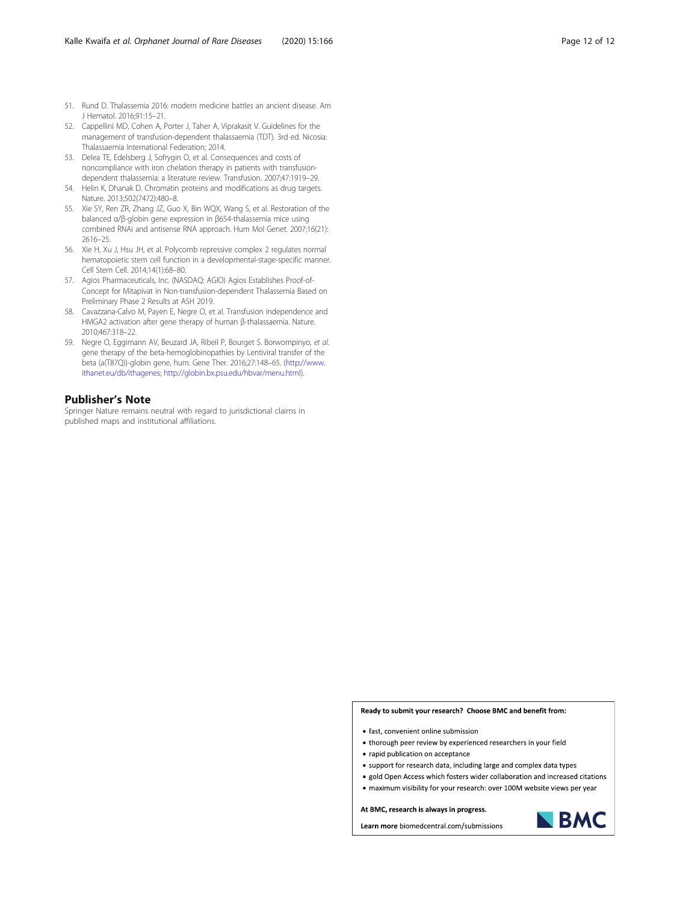51. Rund D. Thalassemia 2016: modern medicine battles an ancient disease. Am J Hematol. 2016;91:15–21.
52. Cappellini MD, Cohen A, Porter J, Taher A, Viprakasit V. Guidelines for the management of transfusion-dependent thalassaemia (TDT). 3rd ed. Nicosia: Thalassaemia International Federation; 2014.
53. Delea TE, Edelsberg J, Sofrygin O, et al. Consequences and costs of noncompliance with iron chelation therapy in patients with transfusion-dependent thalassemia: a literature review. Transfusion. 2007;47:1919–29.
54. Helin K, Dhanak D. Chromatin proteins and modifications as drug targets. Nature. 2013;502(7472):480–8.
55. Xie SY, Ren ZR, Zhang JZ, Guo X, Bin WQX, Wang S, et al. Restoration of the balanced α/β-globin gene expression in β654-thalassemia mice using combined RNAi and antisense RNA approach. Hum Mol Genet. 2007;16(21): 2616–25.
56. Xie H, Xu J, Hsu JH, et al. Polycomb repressive complex 2 regulates normal hematopoietic stem cell function in a developmental-stage-specific manner. Cell Stem Cell. 2014;14(1):68–80.
57. Agios Pharmaceuticals, Inc. (NASDAQ: AGIO) Agios Establishes Proof-of-Concept for Mitapivat in Non-transfusion-dependent Thalassemia Based on Preliminary Phase 2 Results at ASH 2019.
58. Cavazzana-Calvo M, Payen E, Negre O, et al. Transfusion independence and HMGA2 activation after gene therapy of human β-thalassaemia. Nature. 2010;467:318–22.
59. Negre O, Eggimann AV, Beuzard JA, Ribeil P, Bourget S. Borwornpinyo, *et al.* gene therapy of the beta-hemoglobinopathies by Lentiviral transfer of the beta (a(T87Q))-globin gene, hum. Gene Ther. 2016;27:148–65. (http://www.ithanet.eu/db/ithagenes; http://globin.bx.psu.edu/hbvar/menu.html).

## Publisher's Note

Springer Nature remains neutral with regard to jurisdictional claims in published maps and institutional affiliations.

**Ready to submit your research? Choose BMC and benefit from:**

- fast, convenient online submission
- thorough peer review by experienced researchers in your field
- rapid publication on acceptance
- support for research data, including large and complex data types
- gold Open Access which fosters wider collaboration and increased citations
- maximum visibility for your research: over 100M website views per year

**At BMC, research is always in progress.**

**Learn more** biomedcentral.com/submissions

BMC